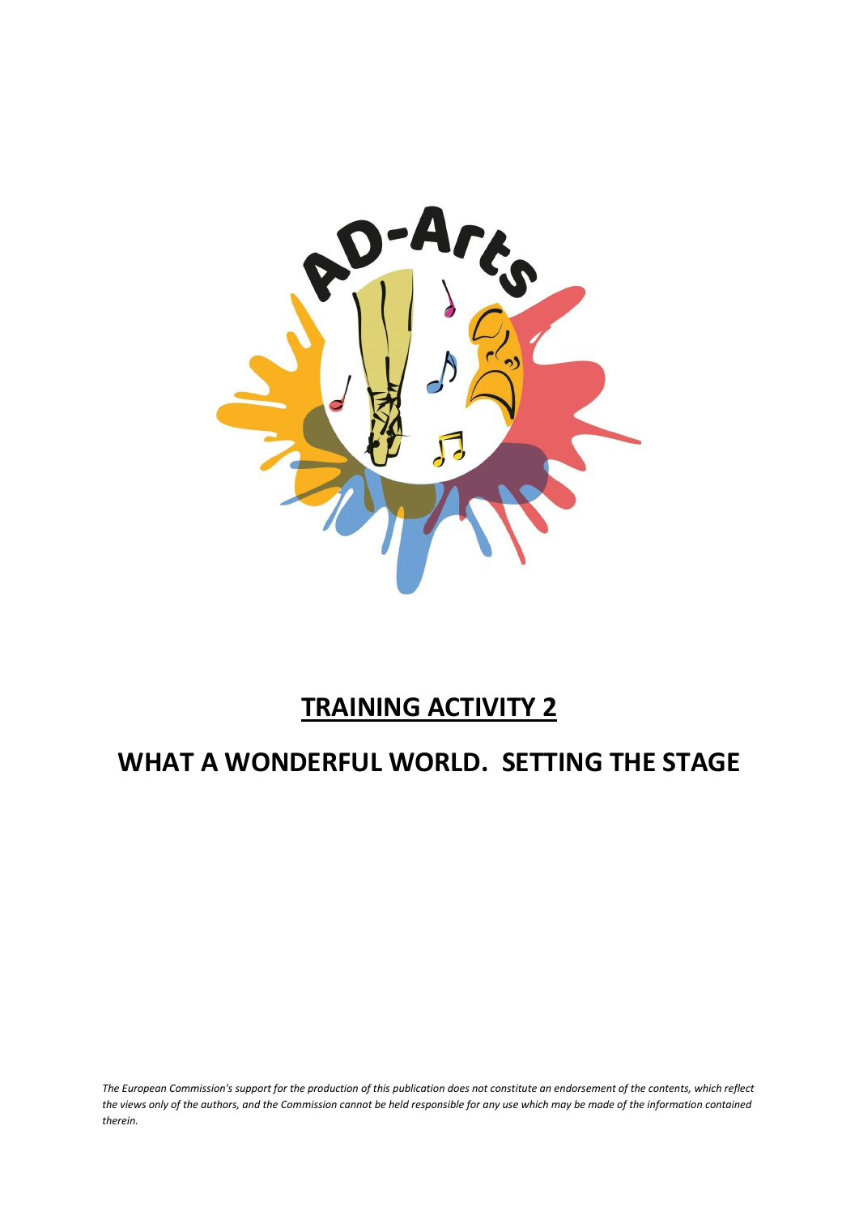# TRAINING ACTIVITY 2

# WHAT A WONDERFUL WORLD. SETTING THE STAGE

*The European Commission's support for the production of this publication does not constitute an endorsement of the contents, which reflect the views only of the authors, and the Commission cannot be held responsible for any use which may be made of the information contained therein.*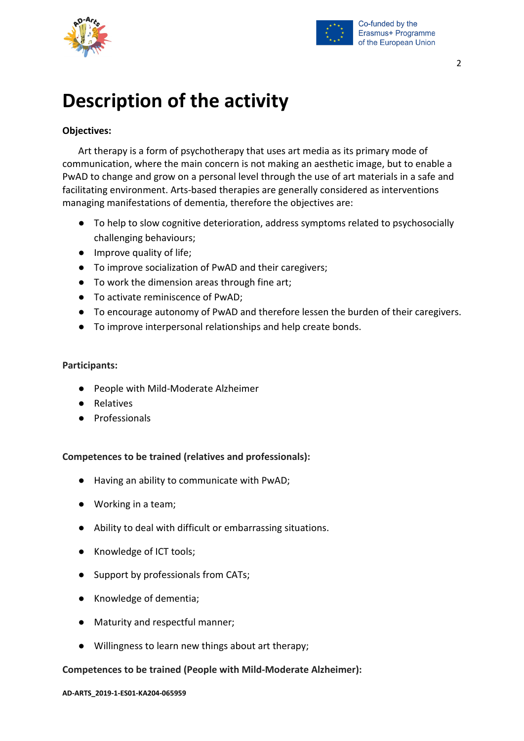# Description of the activity

**Objectives:**

Art therapy is a form of psychotherapy that uses art media as its primary mode of communication, where the main concern is not making an aesthetic image, but to enable a PwAD to change and grow on a personal level through the use of art materials in a safe and facilitating environment. Arts-based therapies are generally considered as interventions managing manifestations of dementia, therefore the objectives are:

- To help to slow cognitive deterioration, address symptoms related to psychosocially challenging behaviours;
- Improve quality of life;
- To improve socialization of PwAD and their caregivers;
- To work the dimension areas through fine art;
- To activate reminiscence of PwAD;
- To encourage autonomy of PwAD and therefore lessen the burden of their caregivers.
- To improve interpersonal relationships and help create bonds.

**Participants:**

- People with Mild-Moderate Alzheimer
- Relatives
- Professionals

**Competences to be trained (relatives and professionals):**

- Having an ability to communicate with PwAD;
- Working in a team;
- Ability to deal with difficult or embarrassing situations.
- Knowledge of ICT tools;
- Support by professionals from CATs;
- Knowledge of dementia;
- Maturity and respectful manner;
- Willingness to learn new things about art therapy;

**Competences to be trained (People with Mild-Moderate Alzheimer):**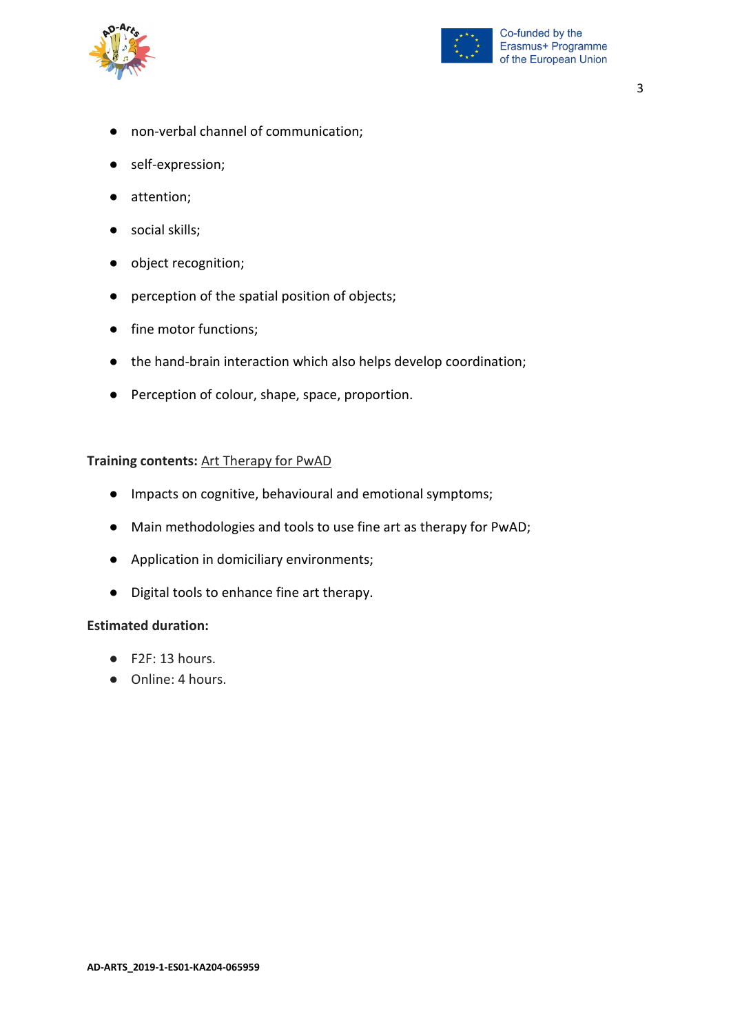- non-verbal channel of communication;
- self-expression;
- attention;
- social skills;
- object recognition;
- perception of the spatial position of objects;
- fine motor functions;
- the hand-brain interaction which also helps develop coordination;
- Perception of colour, shape, space, proportion.

**Training contents:** Art Therapy for PwAD

- Impacts on cognitive, behavioural and emotional symptoms;
- Main methodologies and tools to use fine art as therapy for PwAD;
- Application in domiciliary environments;
- Digital tools to enhance fine art therapy.

**Estimated duration:**

- F2F: 13 hours.
- Online: 4 hours.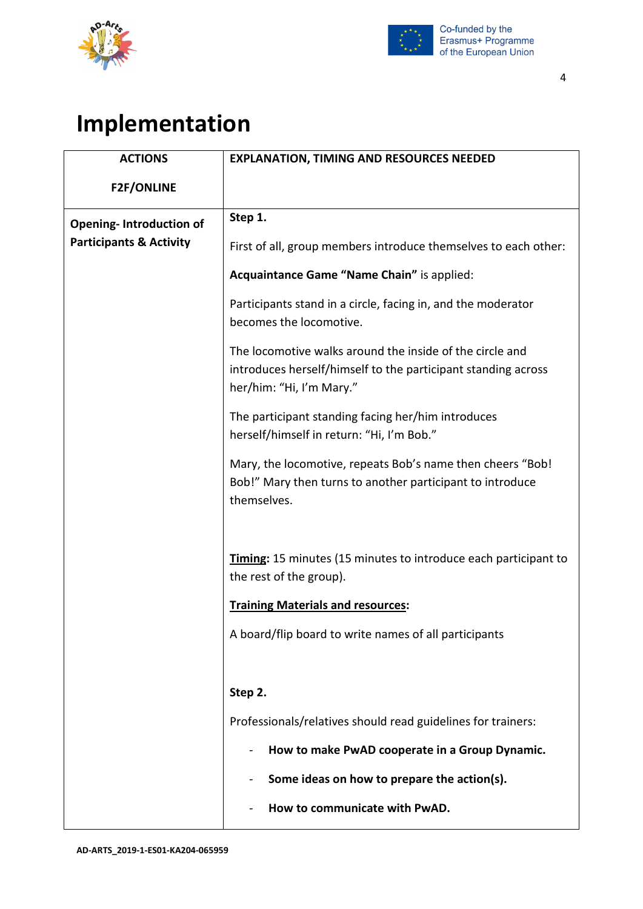# Implementation

| ACTIONS<br><br>F2F/ONLINE | EXPLANATION, TIMING AND RESOURCES NEEDED |
|---|---|
| **Opening- Introduction of Participants & Activity** | **Step 1.**<br><br>First of all, group members introduce themselves to each other:<br><br>**Acquaintance Game "Name Chain"** is applied:<br><br>Participants stand in a circle, facing in, and the moderator becomes the locomotive.<br><br>The locomotive walks around the inside of the circle and introduces herself/himself to the participant standing across her/him: "Hi, I'm Mary."<br><br>The participant standing facing her/him introduces herself/himself in return: "Hi, I'm Bob."<br><br>Mary, the locomotive, repeats Bob's name then cheers "Bob! Bob!" Mary then turns to another participant to introduce themselves.<br><br>**<u>Timing</u>:** 15 minutes (15 minutes to introduce each participant to the rest of the group).<br><br>**<u>Training Materials and resources</u>:**<br><br>A board/flip board to write names of all participants<br><br>**Step 2.**<br><br>Professionals/relatives should read guidelines for trainers:<br><br>- **How to make PwAD cooperate in a Group Dynamic.**<br>- **Some ideas on how to prepare the action(s).**<br>- **How to communicate with PwAD.** |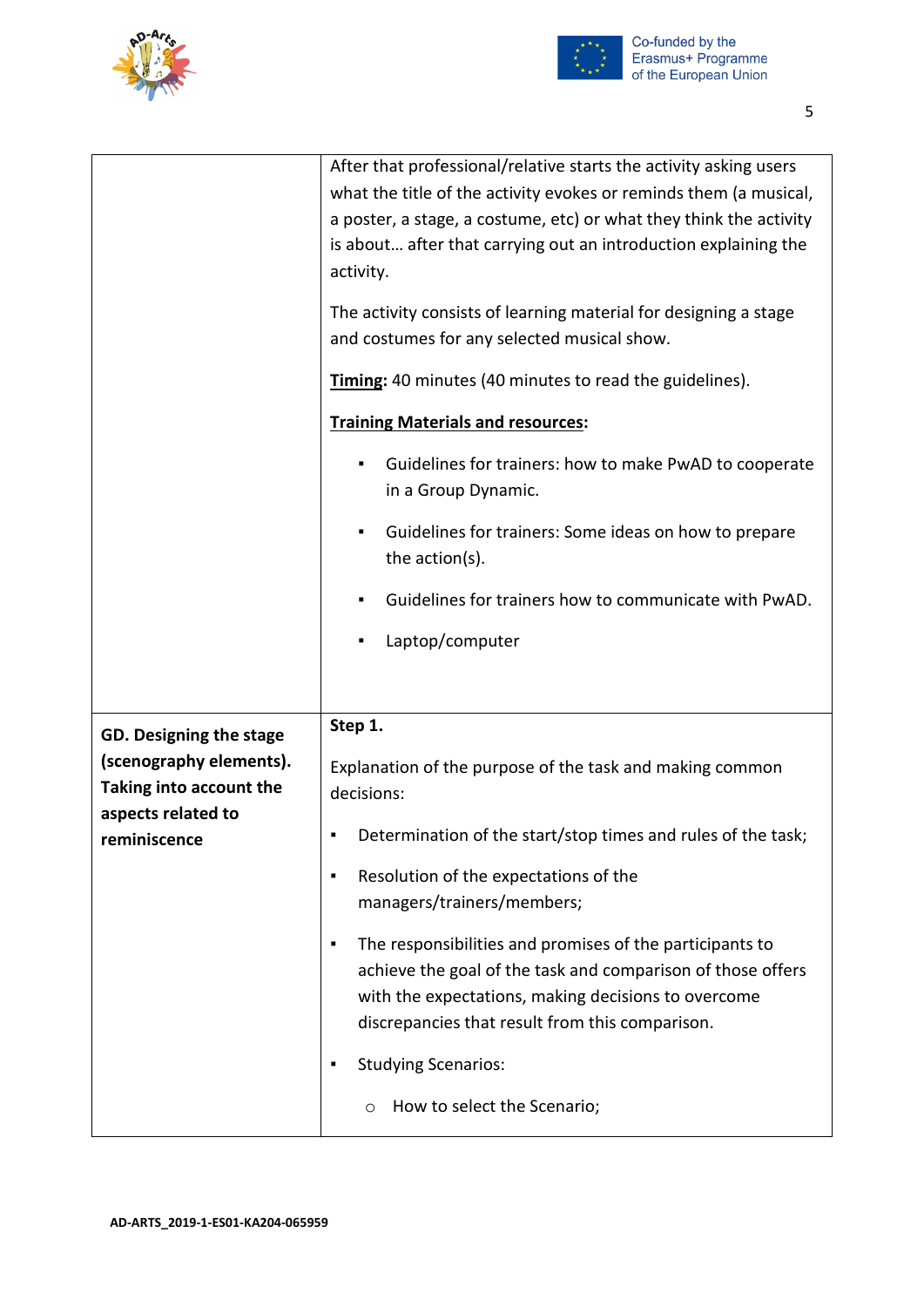| | |
|---|---|
| | After that professional/relative starts the activity asking users what the title of the activity evokes or reminds them (a musical, a poster, a stage, a costume, etc) or what they think the activity is about… after that carrying out an introduction explaining the activity.<br><br>The activity consists of learning material for designing a stage and costumes for any selected musical show.<br><br>**Timing**: 40 minutes (40 minutes to read the guidelines).<br><br>**Training Materials and resources**:<br><br>▪ Guidelines for trainers: how to make PwAD to cooperate in a Group Dynamic.<br>▪ Guidelines for trainers: Some ideas on how to prepare the action(s).<br>▪ Guidelines for trainers how to communicate with PwAD.<br>▪ Laptop/computer |
| **GD. Designing the stage (scenography elements). Taking into account the aspects related to reminiscence** | **Step 1.**<br><br>Explanation of the purpose of the task and making common decisions:<br><br>▪ Determination of the start/stop times and rules of the task;<br>▪ Resolution of the expectations of the managers/trainers/members;<br>▪ The responsibilities and promises of the participants to achieve the goal of the task and comparison of those offers with the expectations, making decisions to overcome discrepancies that result from this comparison.<br>▪ Studying Scenarios:<br>　○ How to select the Scenario; |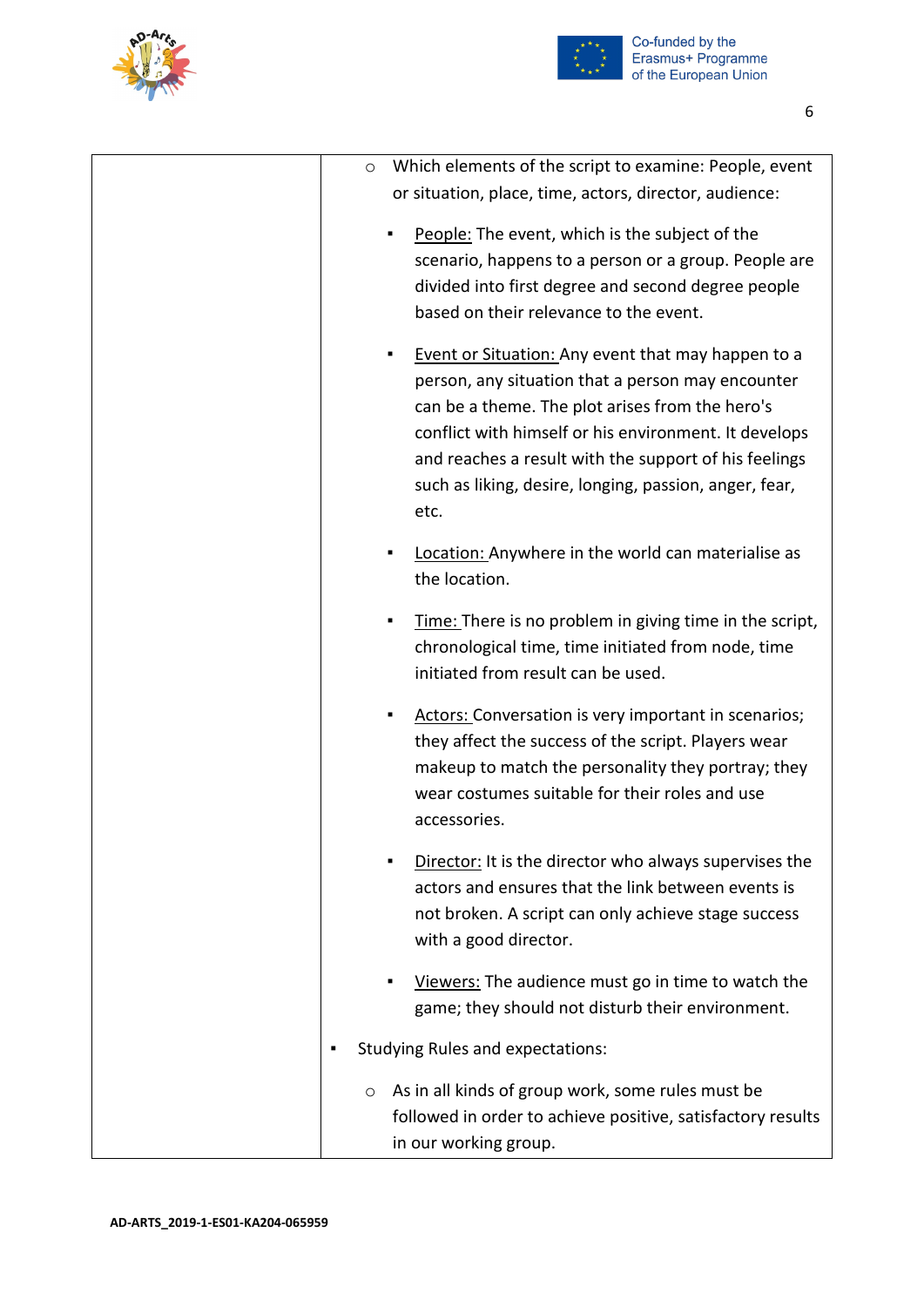| | |
|---|---|
| | ○ Which elements of the script to examine: People, event or situation, place, time, actors, director, audience:<br><br>▪ <u>People:</u> The event, which is the subject of the scenario, happens to a person or a group. People are divided into first degree and second degree people based on their relevance to the event.<br><br>▪ <u>Event or Situation:</u> Any event that may happen to a person, any situation that a person may encounter can be a theme. The plot arises from the hero's conflict with himself or his environment. It develops and reaches a result with the support of his feelings such as liking, desire, longing, passion, anger, fear, etc.<br><br>▪ <u>Location:</u> Anywhere in the world can materialise as the location.<br><br>▪ <u>Time:</u> There is no problem in giving time in the script, chronological time, time initiated from node, time initiated from result can be used.<br><br>▪ <u>Actors:</u> Conversation is very important in scenarios; they affect the success of the script. Players wear makeup to match the personality they portray; they wear costumes suitable for their roles and use accessories.<br><br>▪ <u>Director:</u> It is the director who always supervises the actors and ensures that the link between events is not broken. A script can only achieve stage success with a good director.<br><br>▪ <u>Viewers:</u> The audience must go in time to watch the game; they should not disturb their environment.<br><br>▪ Studying Rules and expectations:<br><br>○ As in all kinds of group work, some rules must be followed in order to achieve positive, satisfactory results in our working group. |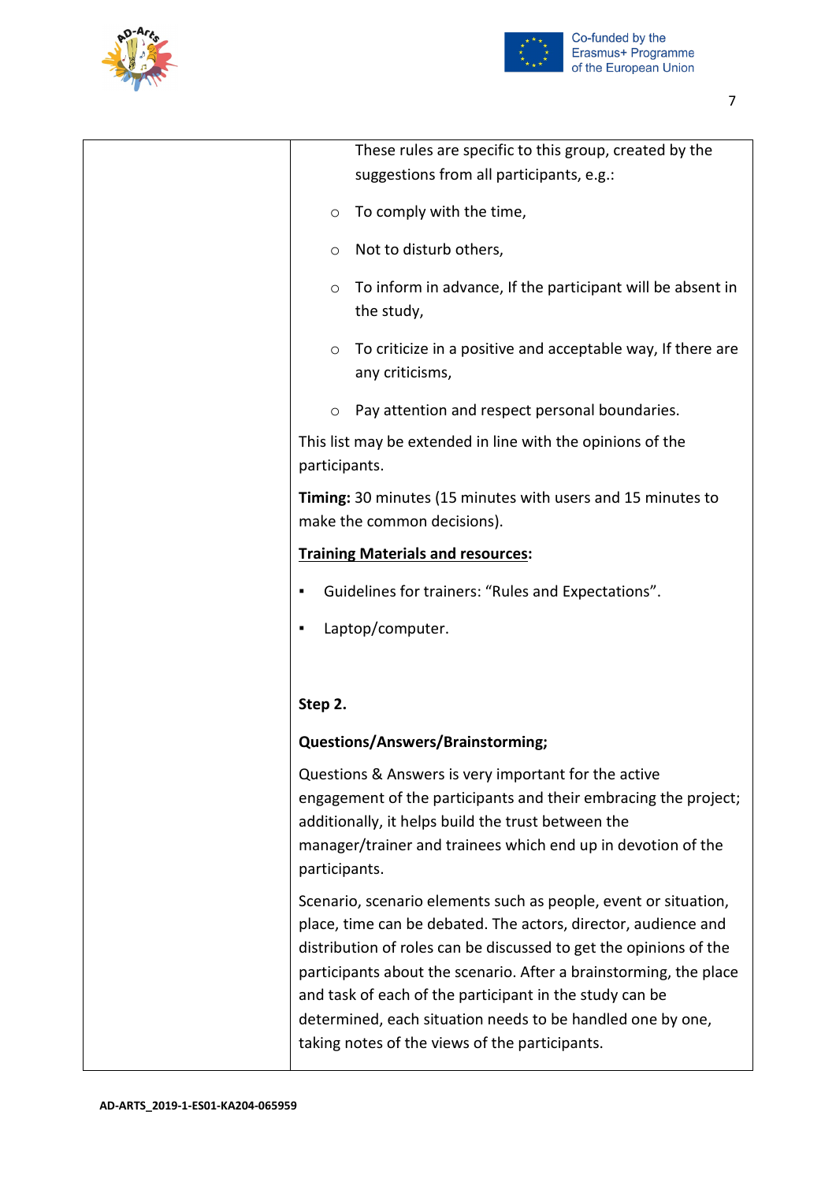| | |
|---|---|
| | These rules are specific to this group, created by the suggestions from all participants, e.g.:<br>○ To comply with the time,<br>○ Not to disturb others,<br>○ To inform in advance, If the participant will be absent in the study,<br>○ To criticize in a positive and acceptable way, If there are any criticisms,<br>○ Pay attention and respect personal boundaries.<br>This list may be extended in line with the opinions of the participants.<br>**Timing:** 30 minutes (15 minutes with users and 15 minutes to make the common decisions).<br>**Training Materials and resources:**<br>▪ Guidelines for trainers: "Rules and Expectations".<br>▪ Laptop/computer.<br><br>**Step 2.**<br>**Questions/Answers/Brainstorming;**<br>Questions & Answers is very important for the active engagement of the participants and their embracing the project; additionally, it helps build the trust between the manager/trainer and trainees which end up in devotion of the participants.<br>Scenario, scenario elements such as people, event or situation, place, time can be debated. The actors, director, audience and distribution of roles can be discussed to get the opinions of the participants about the scenario. After a brainstorming, the place and task of each of the participant in the study can be determined, each situation needs to be handled one by one, taking notes of the views of the participants. |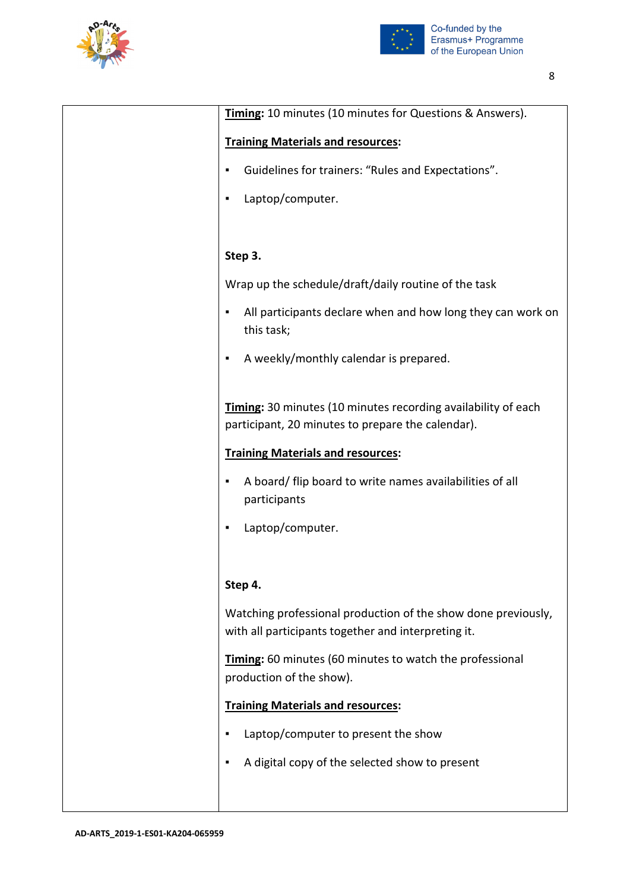| | **Timing**: 10 minutes (10 minutes for Questions & Answers).<br><br>**Training Materials and resources**:<br><br>▪ Guidelines for trainers: "Rules and Expectations".<br>▪ Laptop/computer.<br><br>**Step 3.**<br><br>Wrap up the schedule/draft/daily routine of the task<br><br>▪ All participants declare when and how long they can work on this task;<br>▪ A weekly/monthly calendar is prepared.<br><br>**Timing**: 30 minutes (10 minutes recording availability of each participant, 20 minutes to prepare the calendar).<br><br>**Training Materials and resources**:<br><br>▪ A board/ flip board to write names availabilities of all participants<br>▪ Laptop/computer.<br><br>**Step 4.**<br><br>Watching professional production of the show done previously, with all participants together and interpreting it.<br><br>**Timing**: 60 minutes (60 minutes to watch the professional production of the show).<br><br>**Training Materials and resources**:<br><br>▪ Laptop/computer to present the show<br>▪ A digital copy of the selected show to present |
|---|---|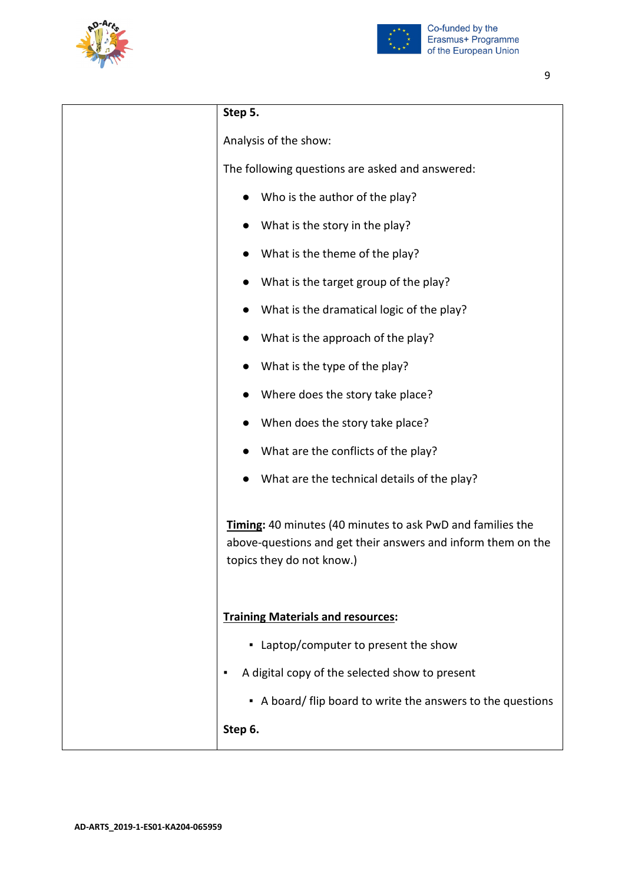|  | **Step 5.**<br><br>Analysis of the show:<br><br>The following questions are asked and answered:<br><br>● Who is the author of the play?<br>● What is the story in the play?<br>● What is the theme of the play?<br>● What is the target group of the play?<br>● What is the dramatical logic of the play?<br>● What is the approach of the play?<br>● What is the type of the play?<br>● Where does the story take place?<br>● When does the story take place?<br>● What are the conflicts of the play?<br>● What are the technical details of the play?<br><br>**Timing**: 40 minutes (40 minutes to ask PwD and families the above-questions and get their answers and inform them on the topics they do not know.)<br><br>**Training Materials and resources**:<br><br>▪ Laptop/computer to present the show<br>▪ A digital copy of the selected show to present<br>▪ A board/ flip board to write the answers to the questions<br><br>**Step 6.** |
|---|---|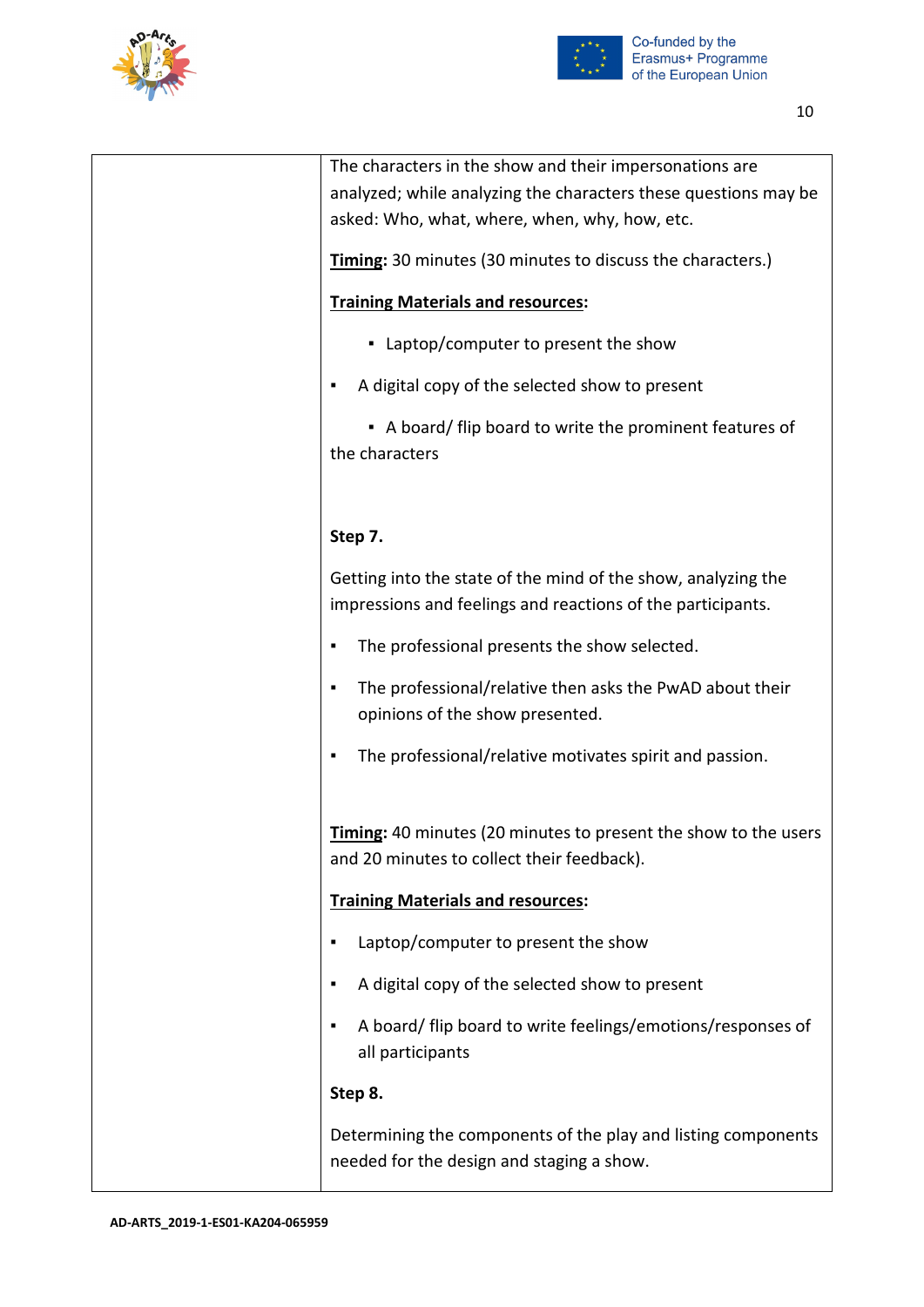| | The characters in the show and their impersonations are analyzed; while analyzing the characters these questions may be asked: Who, what, where, when, why, how, etc.<br><br>**<u>Timing</u>:** 30 minutes (30 minutes to discuss the characters.)<br><br>**<u>Training Materials and resources</u>:**<br><br>▪ Laptop/computer to present the show<br>▪ A digital copy of the selected show to present<br>▪ A board/ flip board to write the prominent features of the characters<br><br>**Step 7.**<br><br>Getting into the state of the mind of the show, analyzing the impressions and feelings and reactions of the participants.<br><br>▪ The professional presents the show selected.<br>▪ The professional/relative then asks the PwAD about their opinions of the show presented.<br>▪ The professional/relative motivates spirit and passion.<br><br>**<u>Timing</u>:** 40 minutes (20 minutes to present the show to the users and 20 minutes to collect their feedback).<br><br>**<u>Training Materials and resources</u>:**<br><br>▪ Laptop/computer to present the show<br>▪ A digital copy of the selected show to present<br>▪ A board/ flip board to write feelings/emotions/responses of all participants<br><br>**Step 8.**<br><br>Determining the components of the play and listing components needed for the design and staging a show. |
|---|---|

AD-ARTS_2019-1-ES01-KA204-065959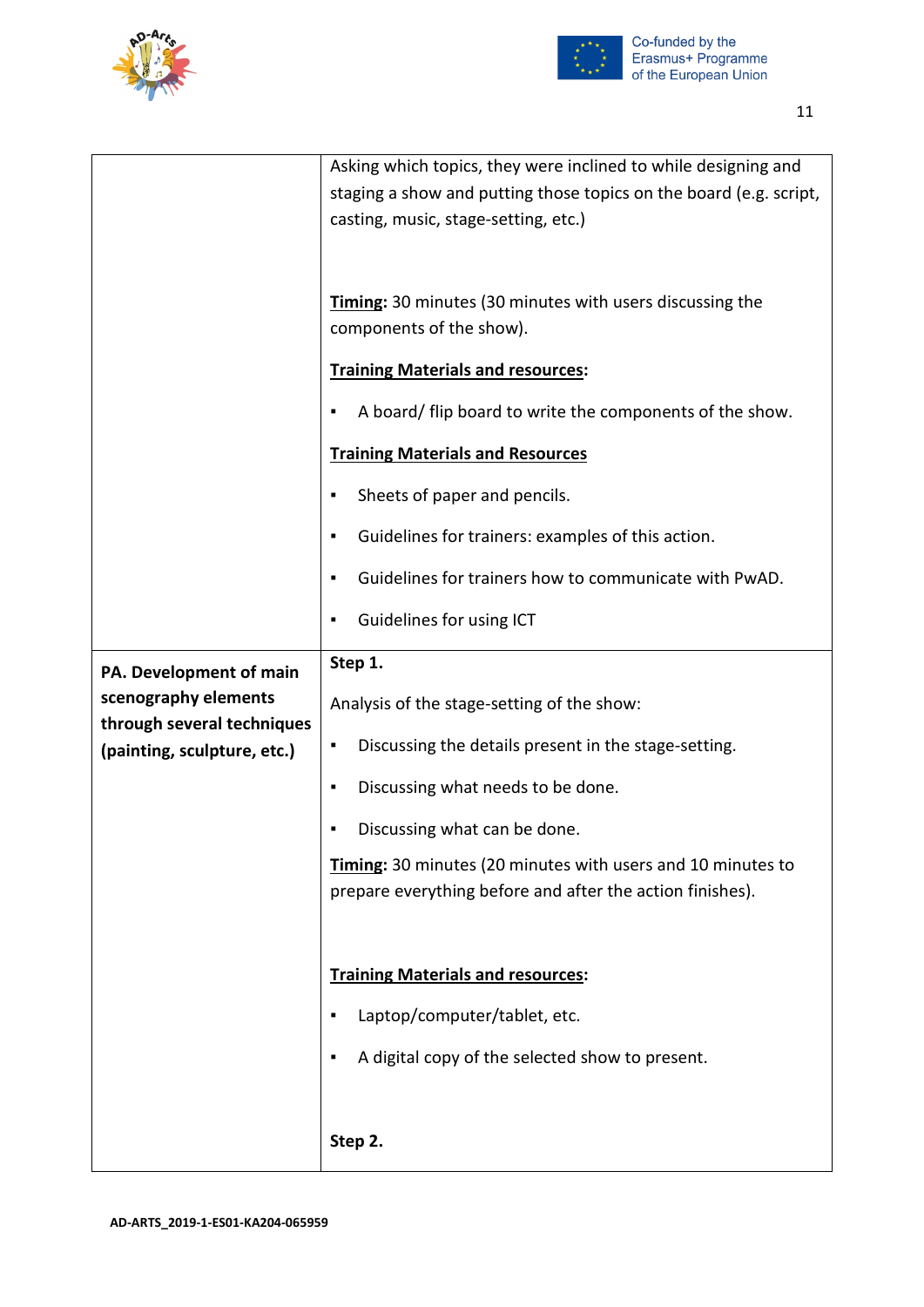| | |
|---|---|
| | Asking which topics, they were inclined to while designing and staging a show and putting those topics on the board (e.g. script, casting, music, stage-setting, etc.)<br><br>**Timing:** 30 minutes (30 minutes with users discussing the components of the show).<br><br>**Training Materials and resources:**<br>▪ A board/ flip board to write the components of the show.<br><br>**Training Materials and Resources**<br>▪ Sheets of paper and pencils.<br>▪ Guidelines for trainers: examples of this action.<br>▪ Guidelines for trainers how to communicate with PwAD.<br>▪ Guidelines for using ICT |
| **PA. Development of main scenography elements through several techniques (painting, sculpture, etc.)** | **Step 1.**<br><br>Analysis of the stage-setting of the show:<br>▪ Discussing the details present in the stage-setting.<br>▪ Discussing what needs to be done.<br>▪ Discussing what can be done.<br><br>**Timing:** 30 minutes (20 minutes with users and 10 minutes to prepare everything before and after the action finishes).<br><br>**Training Materials and resources:**<br>▪ Laptop/computer/tablet, etc.<br>▪ A digital copy of the selected show to present.<br><br>**Step 2.** |

AD-ARTS_2019-1-ES01-KA204-065959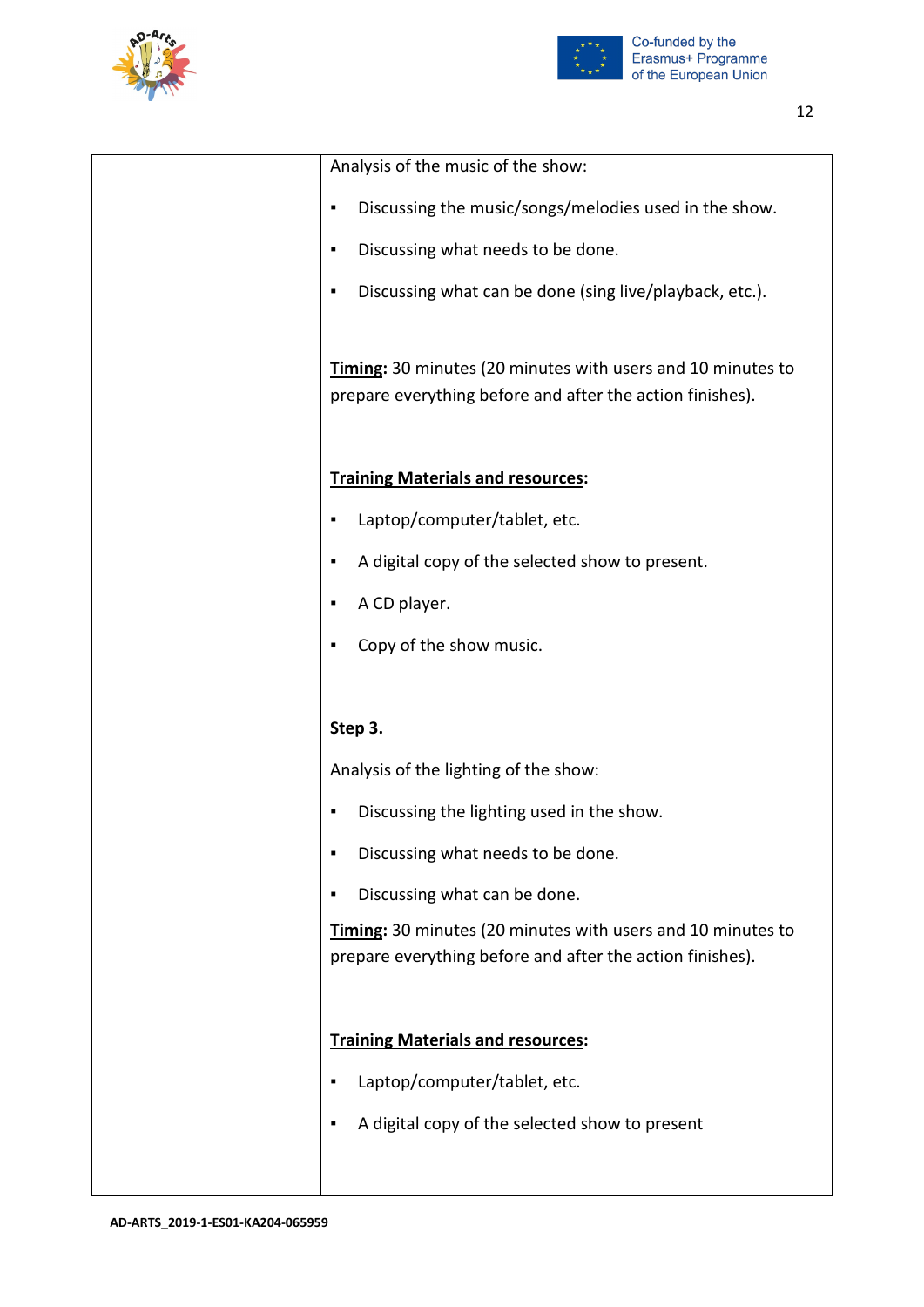| | Analysis of the music of the show:<br><br>▪ Discussing the music/songs/melodies used in the show.<br>▪ Discussing what needs to be done.<br>▪ Discussing what can be done (sing live/playback, etc.).<br><br>**Timing**: 30 minutes (20 minutes with users and 10 minutes to prepare everything before and after the action finishes).<br><br>**Training Materials and resources**:<br><br>▪ Laptop/computer/tablet, etc.<br>▪ A digital copy of the selected show to present.<br>▪ A CD player.<br>▪ Copy of the show music.<br><br>**Step 3.**<br><br>Analysis of the lighting of the show:<br><br>▪ Discussing the lighting used in the show.<br>▪ Discussing what needs to be done.<br>▪ Discussing what can be done.<br><br>**Timing**: 30 minutes (20 minutes with users and 10 minutes to prepare everything before and after the action finishes).<br><br>**Training Materials and resources**:<br><br>▪ Laptop/computer/tablet, etc.<br>▪ A digital copy of the selected show to present |
|---|---|

AD-ARTS_2019-1-ES01-KA204-065959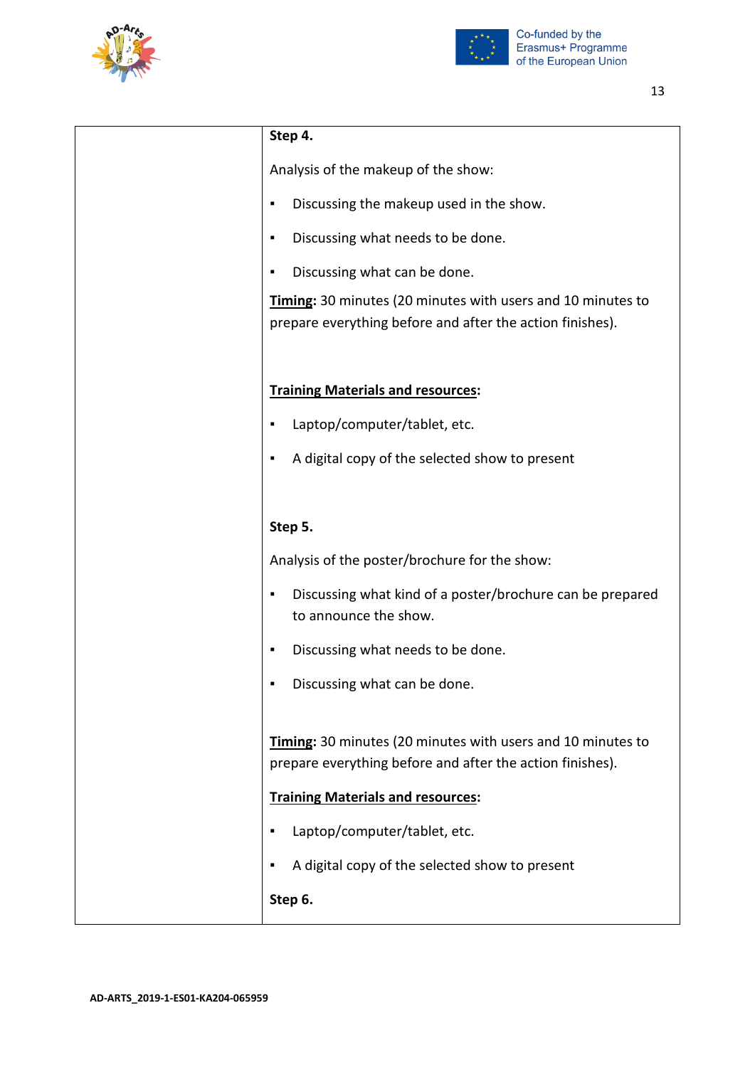| | **Step 4.**<br><br>Analysis of the makeup of the show:<br><br>▪ Discussing the makeup used in the show.<br>▪ Discussing what needs to be done.<br>▪ Discussing what can be done.<br><br>**Timing**: 30 minutes (20 minutes with users and 10 minutes to prepare everything before and after the action finishes).<br><br>**Training Materials and resources**:<br><br>▪ Laptop/computer/tablet, etc.<br>▪ A digital copy of the selected show to present<br><br>**Step 5.**<br><br>Analysis of the poster/brochure for the show:<br><br>▪ Discussing what kind of a poster/brochure can be prepared to announce the show.<br>▪ Discussing what needs to be done.<br>▪ Discussing what can be done.<br><br>**Timing**: 30 minutes (20 minutes with users and 10 minutes to prepare everything before and after the action finishes).<br><br>**Training Materials and resources**:<br><br>▪ Laptop/computer/tablet, etc.<br>▪ A digital copy of the selected show to present<br><br>**Step 6.** |
|---|---|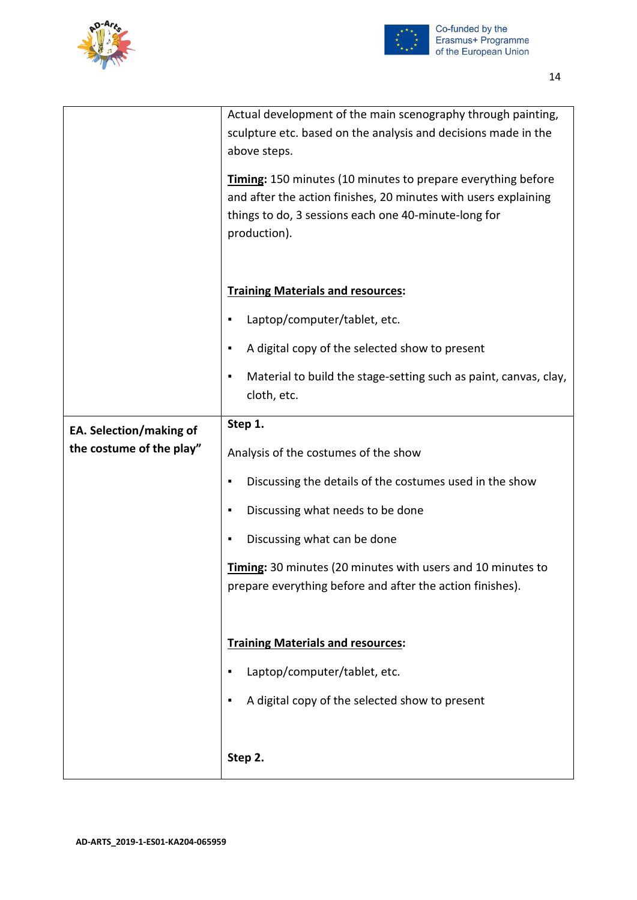| | |
|---|---|
| | Actual development of the main scenography through painting, sculpture etc. based on the analysis and decisions made in the above steps.<br><br>**Timing**: 150 minutes (10 minutes to prepare everything before and after the action finishes, 20 minutes with users explaining things to do, 3 sessions each one 40-minute-long for production).<br><br>**Training Materials and resources**:<br>▪ Laptop/computer/tablet, etc.<br>▪ A digital copy of the selected show to present<br>▪ Material to build the stage-setting such as paint, canvas, clay, cloth, etc. |
| **EA. Selection/making of the costume of the play”** | **Step 1.**<br><br>Analysis of the costumes of the show<br>▪ Discussing the details of the costumes used in the show<br>▪ Discussing what needs to be done<br>▪ Discussing what can be done<br><br>**Timing**: 30 minutes (20 minutes with users and 10 minutes to prepare everything before and after the action finishes).<br><br>**Training Materials and resources**:<br>▪ Laptop/computer/tablet, etc.<br>▪ A digital copy of the selected show to present<br><br>**Step 2.** |

AD-ARTS_2019-1-ES01-KA204-065959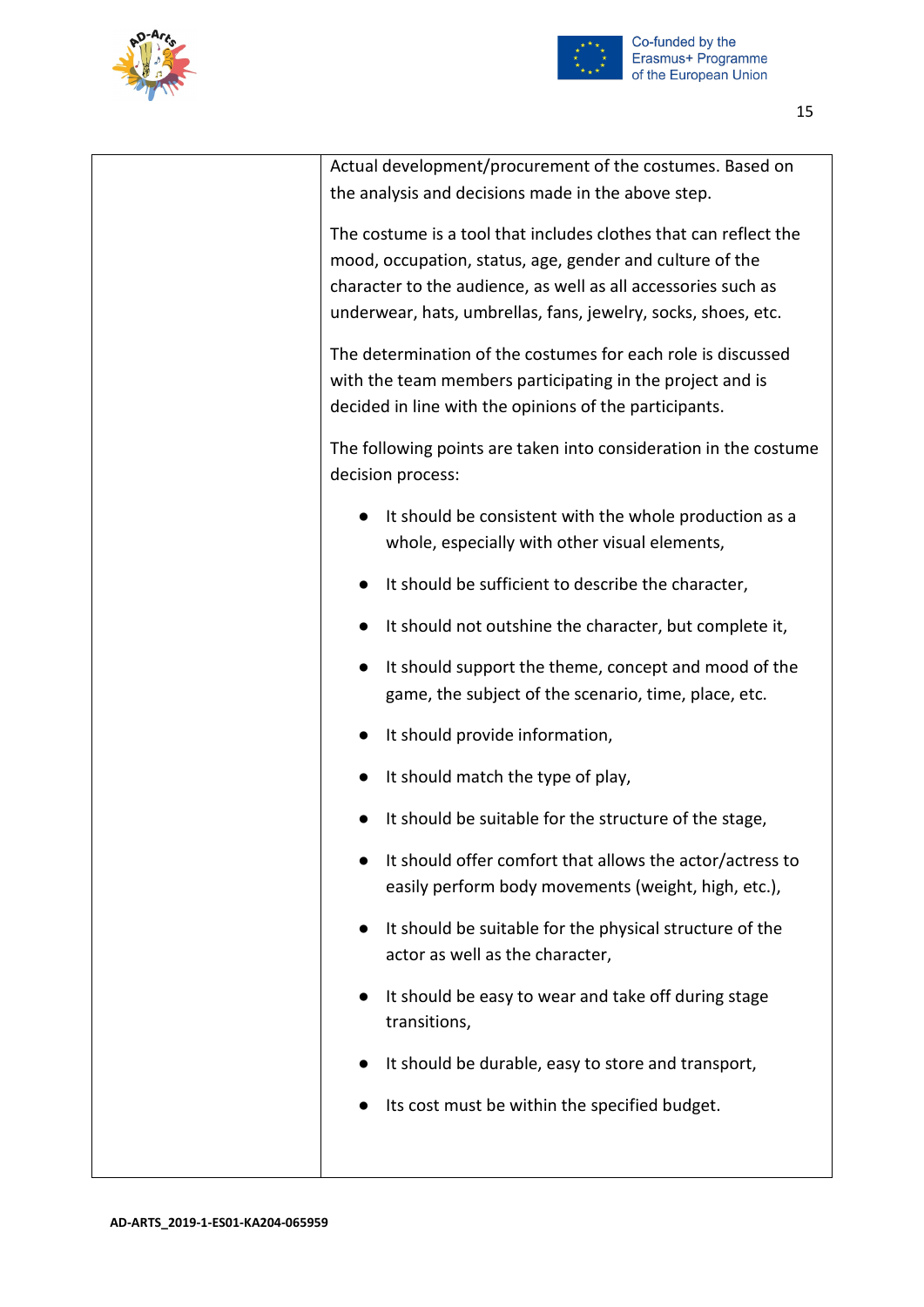Actual development/procurement of the costumes. Based on the analysis and decisions made in the above step.

The costume is a tool that includes clothes that can reflect the mood, occupation, status, age, gender and culture of the character to the audience, as well as all accessories such as underwear, hats, umbrellas, fans, jewelry, socks, shoes, etc.

The determination of the costumes for each role is discussed with the team members participating in the project and is decided in line with the opinions of the participants.

The following points are taken into consideration in the costume decision process:

- It should be consistent with the whole production as a whole, especially with other visual elements,
- It should be sufficient to describe the character,
- It should not outshine the character, but complete it,
- It should support the theme, concept and mood of the game, the subject of the scenario, time, place, etc.
- It should provide information,
- It should match the type of play,
- It should be suitable for the structure of the stage,
- It should offer comfort that allows the actor/actress to easily perform body movements (weight, high, etc.),
- It should be suitable for the physical structure of the actor as well as the character,
- It should be easy to wear and take off during stage transitions,
- It should be durable, easy to store and transport,
- Its cost must be within the specified budget.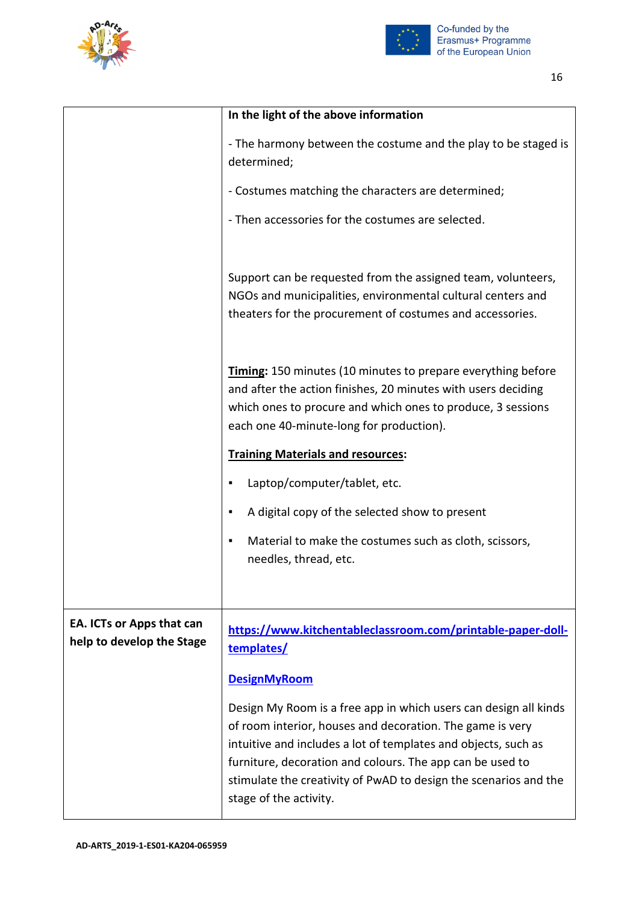| | |
|---|---|
| | **In the light of the above information**<br><br>- The harmony between the costume and the play to be staged is determined;<br><br>- Costumes matching the characters are determined;<br><br>- Then accessories for the costumes are selected.<br><br>Support can be requested from the assigned team, volunteers, NGOs and municipalities, environmental cultural centers and theaters for the procurement of costumes and accessories.<br><br>**Timing:** 150 minutes (10 minutes to prepare everything before and after the action finishes, 20 minutes with users deciding which ones to procure and which ones to produce, 3 sessions each one 40-minute-long for production).<br><br>**Training Materials and resources:**<br><br>▪ Laptop/computer/tablet, etc.<br><br>▪ A digital copy of the selected show to present<br><br>▪ Material to make the costumes such as cloth, scissors, needles, thread, etc. |
| **EA. ICTs or Apps that can help to develop the Stage** | https://www.kitchentableclassroom.com/printable-paper-doll-templates/<br><br>DesignMyRoom<br><br>Design My Room is a free app in which users can design all kinds of room interior, houses and decoration. The game is very intuitive and includes a lot of templates and objects, such as furniture, decoration and colours. The app can be used to stimulate the creativity of PwAD to design the scenarios and the stage of the activity. |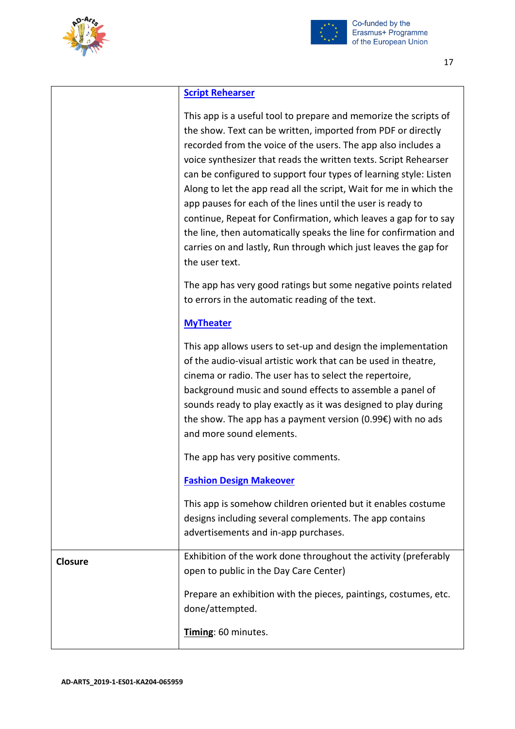| | |
|---|---|
| | **Script Rehearser**<br><br>This app is a useful tool to prepare and memorize the scripts of the show. Text can be written, imported from PDF or directly recorded from the voice of the users. The app also includes a voice synthesizer that reads the written texts. Script Rehearser can be configured to support four types of learning style: Listen Along to let the app read all the script, Wait for me in which the app pauses for each of the lines until the user is ready to continue, Repeat for Confirmation, which leaves a gap for to say the line, then automatically speaks the line for confirmation and carries on and lastly, Run through which just leaves the gap for the user text.<br><br>The app has very good ratings but some negative points related to errors in the automatic reading of the text.<br><br>**MyTheater**<br><br>This app allows users to set-up and design the implementation of the audio-visual artistic work that can be used in theatre, cinema or radio. The user has to select the repertoire, background music and sound effects to assemble a panel of sounds ready to play exactly as it was designed to play during the show. The app has a payment version (0.99€) with no ads and more sound elements.<br><br>The app has very positive comments.<br><br>**Fashion Design Makeover**<br><br>This app is somehow children oriented but it enables costume designs including several complements. The app contains advertisements and in-app purchases. |
| **Closure** | Exhibition of the work done throughout the activity (preferably open to public in the Day Care Center)<br><br>Prepare an exhibition with the pieces, paintings, costumes, etc. done/attempted.<br><br>**Timing**: 60 minutes. |

**AD-ARTS_2019-1-ES01-KA204-065959**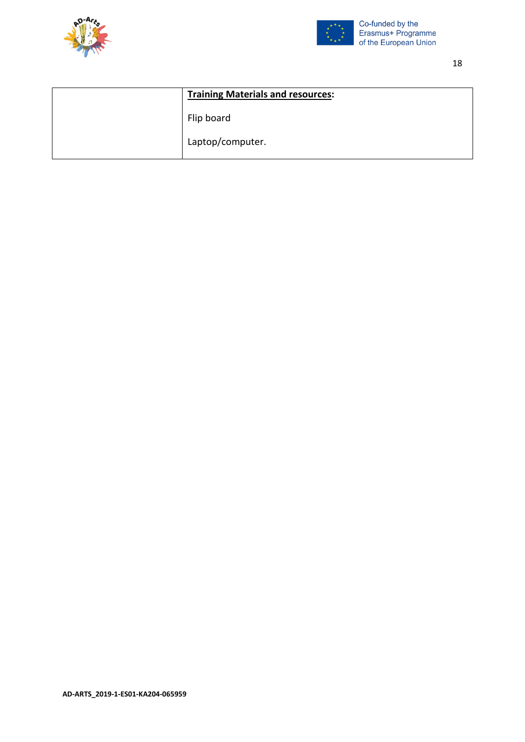| | |
|---|---|
| | **Training Materials and resources**:<br><br>Flip board<br><br>Laptop/computer. |